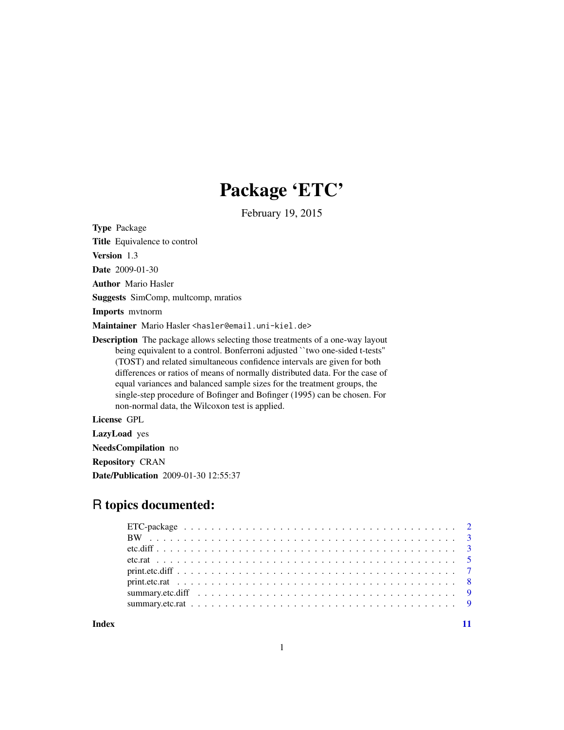# Package 'ETC'

February 19, 2015

**Type** Package

**Title** Equivalence to control

**Version** 1.3

**Date** 2009-01-30

**Author** Mario Hasler

**Suggests** SimComp, multcomp, mratios

**Imports** mvtnorm

**Maintainer** Mario Hasler <hasler@email.uni-kiel.de>

**Description** The package allows selecting those treatments of a one-way layout being equivalent to a control. Bonferroni adjusted ``two one-sided t-tests'' (TOST) and related simultaneous confidence intervals are given for both differences or ratios of means of normally distributed data. For the case of equal variances and balanced sample sizes for the treatment groups, the single-step procedure of Bofinger and Bofinger (1995) can be chosen. For non-normal data, the Wilcoxon test is applied.

**License** GPL

**LazyLoad** yes

**NeedsCompilation** no

**Repository** CRAN

**Date/Publication** 2009-01-30 12:55:37

## R topics documented:

| | |
|---|---|
| ETC-package | 2 |
| BW | 3 |
| etc.diff | 3 |
| etc.rat | 5 |
| print.etc.diff | 7 |
| print.etc.rat | 8 |
| summary.etc.diff | 9 |
| summary.etc.rat | 9 |
| **Index** | **11** |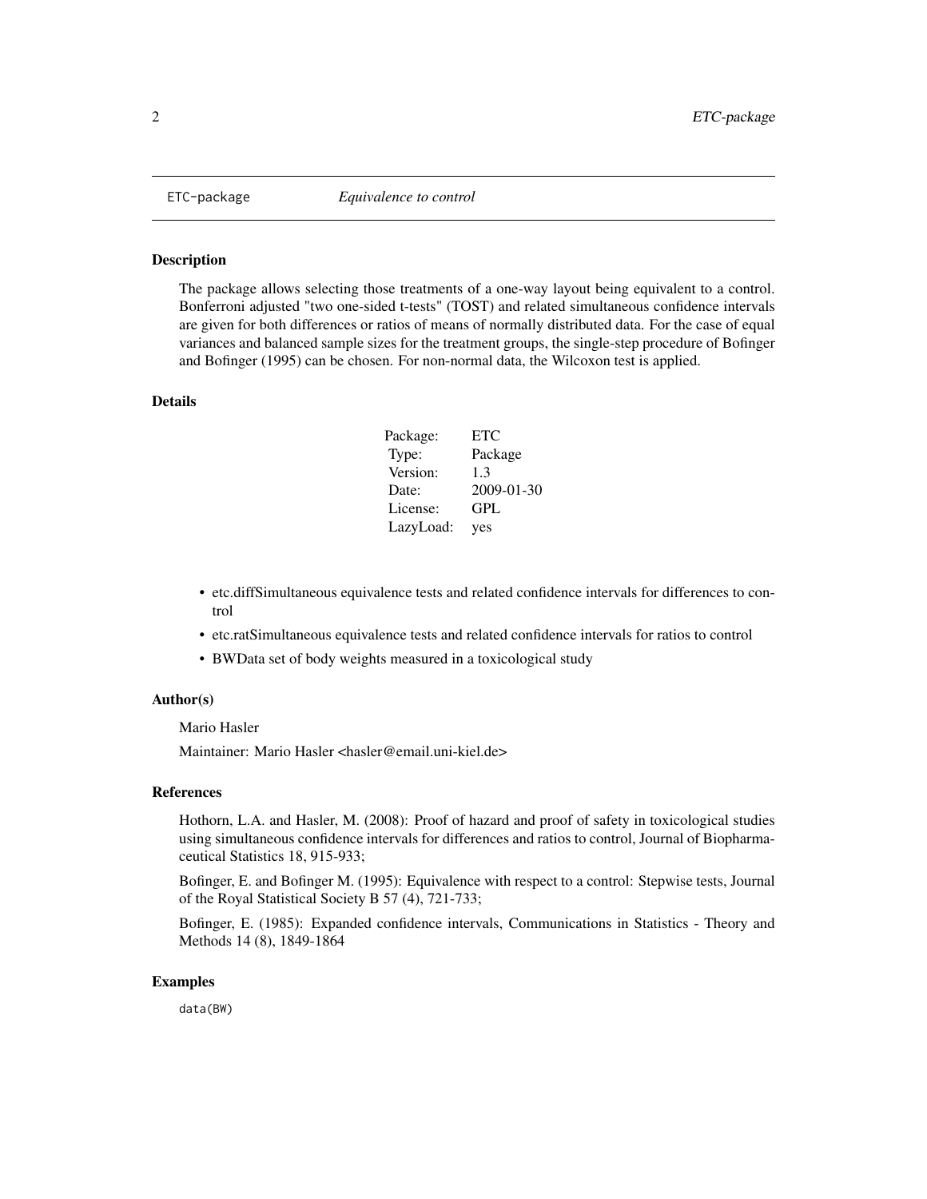# ETC-package *Equivalence to control*

## Description

The package allows selecting those treatments of a one-way layout being equivalent to a control. Bonferroni adjusted "two one-sided t-tests" (TOST) and related simultaneous confidence intervals are given for both differences or ratios of means of normally distributed data. For the case of equal variances and balanced sample sizes for the treatment groups, the single-step procedure of Bofinger and Bofinger (1995) can be chosen. For non-normal data, the Wilcoxon test is applied.

## Details

| | |
|---|---|
| Package: | ETC |
| Type: | Package |
| Version: | 1.3 |
| Date: | 2009-01-30 |
| License: | GPL |
| LazyLoad: | yes |

- etc.diffSimultaneous equivalence tests and related confidence intervals for differences to control
- etc.ratSimultaneous equivalence tests and related confidence intervals for ratios to control
- BWData set of body weights measured in a toxicological study

## Author(s)

Mario Hasler

Maintainer: Mario Hasler <hasler@email.uni-kiel.de>

## References

Hothorn, L.A. and Hasler, M. (2008): Proof of hazard and proof of safety in toxicological studies using simultaneous confidence intervals for differences and ratios to control, Journal of Biopharmaceutical Statistics 18, 915-933;

Bofinger, E. and Bofinger M. (1995): Equivalence with respect to a control: Stepwise tests, Journal of the Royal Statistical Society B 57 (4), 721-733;

Bofinger, E. (1985): Expanded confidence intervals, Communications in Statistics - Theory and Methods 14 (8), 1849-1864

## Examples

```
data(BW)
```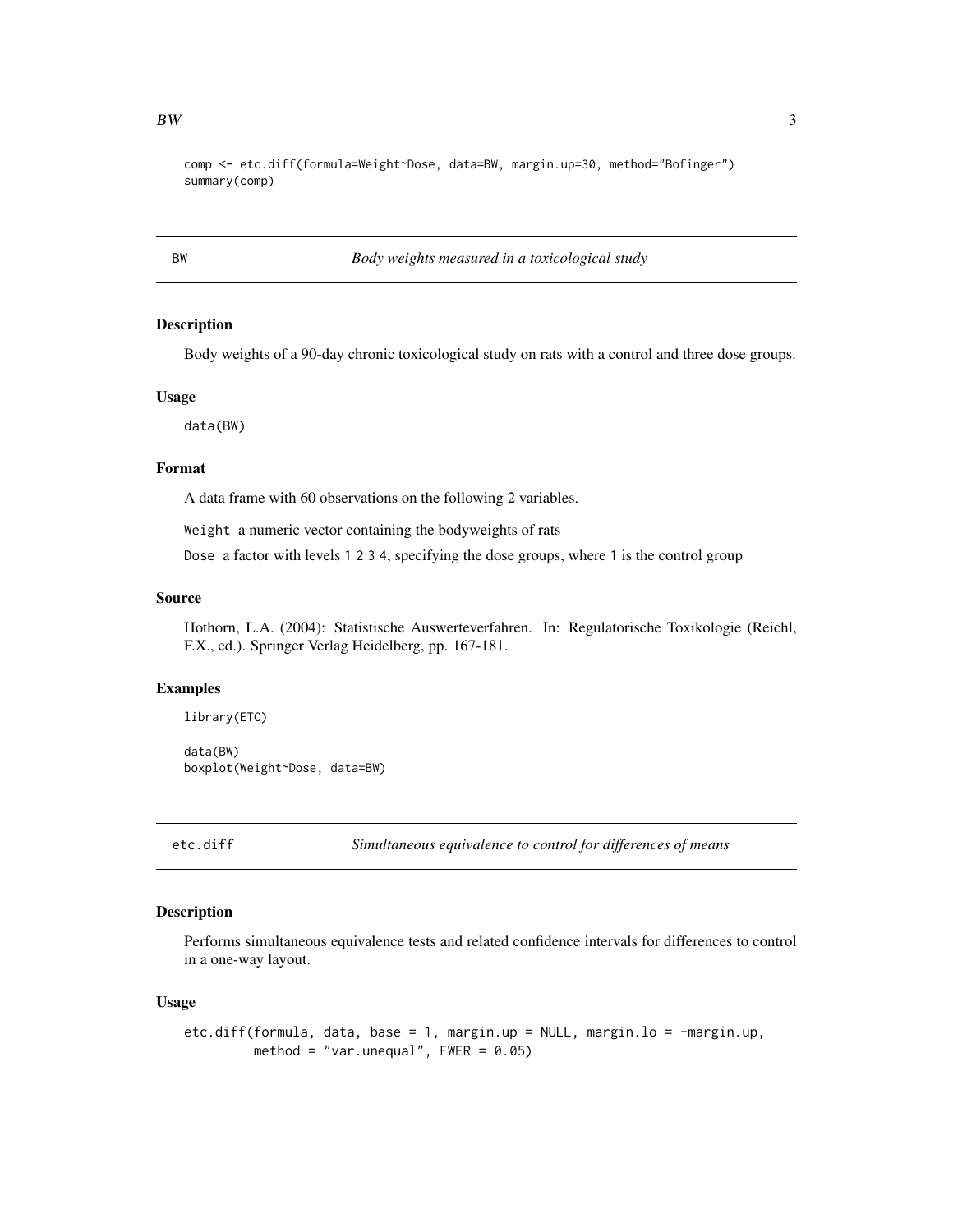```
comp <- etc.diff(formula=Weight~Dose, data=BW, margin.up=30, method="Bofinger")
summary(comp)
```

---

## BW — *Body weights measured in a toxicological study*

### Description

Body weights of a 90-day chronic toxicological study on rats with a control and three dose groups.

### Usage

```
data(BW)
```

### Format

A data frame with 60 observations on the following 2 variables.

`Weight` a numeric vector containing the bodyweights of rats

`Dose` a factor with levels `1 2 3 4`, specifying the dose groups, where `1` is the control group

### Source

Hothorn, L.A. (2004): Statistische Auswerteverfahren. In: Regulatorische Toxikologie (Reichl, F.X., ed.). Springer Verlag Heidelberg, pp. 167-181.

### Examples

```
library(ETC)

data(BW)
boxplot(Weight~Dose, data=BW)
```

---

## etc.diff — *Simultaneous equivalence to control for differences of means*

### Description

Performs simultaneous equivalence tests and related confidence intervals for differences to control in a one-way layout.

### Usage

```
etc.diff(formula, data, base = 1, margin.up = NULL, margin.lo = -margin.up,
         method = "var.unequal", FWER = 0.05)
```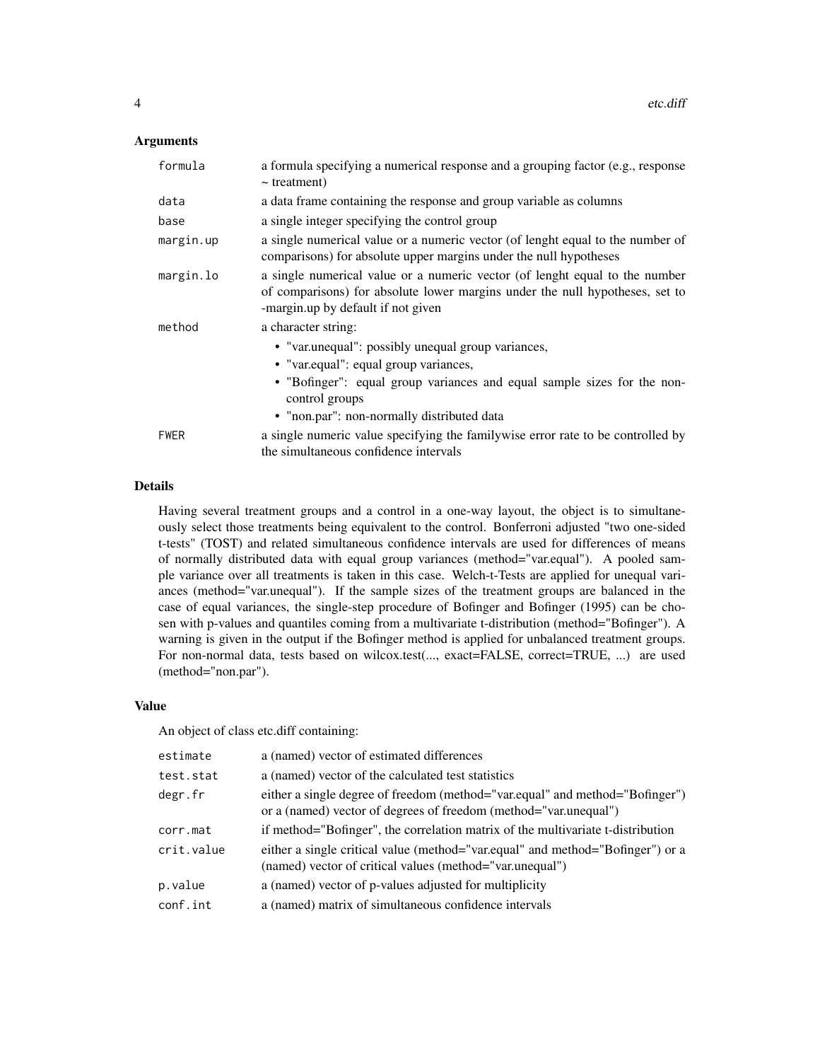## Arguments

| | |
|---|---|
| formula | a formula specifying a numerical response and a grouping factor (e.g., response ~ treatment) |
| data | a data frame containing the response and group variable as columns |
| base | a single integer specifying the control group |
| margin.up | a single numerical value or a numeric vector (of lenght equal to the number of comparisons) for absolute upper margins under the null hypotheses |
| margin.lo | a single numerical value or a numeric vector (of lenght equal to the number of comparisons) for absolute lower margins under the null hypotheses, set to -margin.up by default if not given |
| method | a character string: <br>• "var.unequal": possibly unequal group variances, <br>• "var.equal": equal group variances, <br>• "Bofinger": equal group variances and equal sample sizes for the non-control groups <br>• "non.par": non-normally distributed data |
| FWER | a single numeric value specifying the familywise error rate to be controlled by the simultaneous confidence intervals |

## Details

Having several treatment groups and a control in a one-way layout, the object is to simultaneously select those treatments being equivalent to the control. Bonferroni adjusted "two one-sided t-tests" (TOST) and related simultaneous confidence intervals are used for differences of means of normally distributed data with equal group variances (method="var.equal"). A pooled sample variance over all treatments is taken in this case. Welch-t-Tests are applied for unequal variances (method="var.unequal"). If the sample sizes of the treatment groups are balanced in the case of equal variances, the single-step procedure of Bofinger and Bofinger (1995) can be chosen with p-values and quantiles coming from a multivariate t-distribution (method="Bofinger"). A warning is given in the output if the Bofinger method is applied for unbalanced treatment groups. For non-normal data, tests based on wilcox.test(..., exact=FALSE, correct=TRUE, ...) are used (method="non.par").

## Value

An object of class etc.diff containing:

| | |
|---|---|
| estimate | a (named) vector of estimated differences |
| test.stat | a (named) vector of the calculated test statistics |
| degr.fr | either a single degree of freedom (method="var.equal" and method="Bofinger") or a (named) vector of degrees of freedom (method="var.unequal") |
| corr.mat | if method="Bofinger", the correlation matrix of the multivariate t-distribution |
| crit.value | either a single critical value (method="var.equal" and method="Bofinger") or a (named) vector of critical values (method="var.unequal") |
| p.value | a (named) vector of p-values adjusted for multiplicity |
| conf.int | a (named) matrix of simultaneous confidence intervals |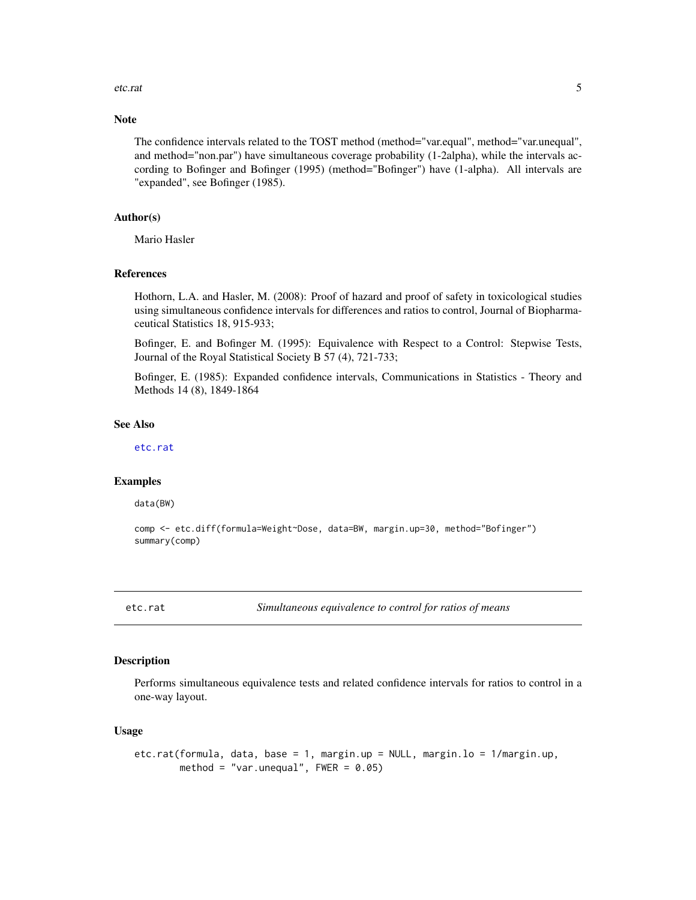### Note

The confidence intervals related to the TOST method (method="var.equal", method="var.unequal", and method="non.par") have simultaneous coverage probability (1-2alpha), while the intervals according to Bofinger and Bofinger (1995) (method="Bofinger") have (1-alpha). All intervals are "expanded", see Bofinger (1985).

### Author(s)

Mario Hasler

### References

Hothorn, L.A. and Hasler, M. (2008): Proof of hazard and proof of safety in toxicological studies using simultaneous confidence intervals for differences and ratios to control, Journal of Biopharmaceutical Statistics 18, 915-933;

Bofinger, E. and Bofinger M. (1995): Equivalence with Respect to a Control: Stepwise Tests, Journal of the Royal Statistical Society B 57 (4), 721-733;

Bofinger, E. (1985): Expanded confidence intervals, Communications in Statistics - Theory and Methods 14 (8), 1849-1864

### See Also

etc.rat

### Examples

```
data(BW)

comp <- etc.diff(formula=Weight~Dose, data=BW, margin.up=30, method="Bofinger")
summary(comp)
```

---

## etc.rat — *Simultaneous equivalence to control for ratios of means*

### Description

Performs simultaneous equivalence tests and related confidence intervals for ratios to control in a one-way layout.

### Usage

```
etc.rat(formula, data, base = 1, margin.up = NULL, margin.lo = 1/margin.up,
        method = "var.unequal", FWER = 0.05)
```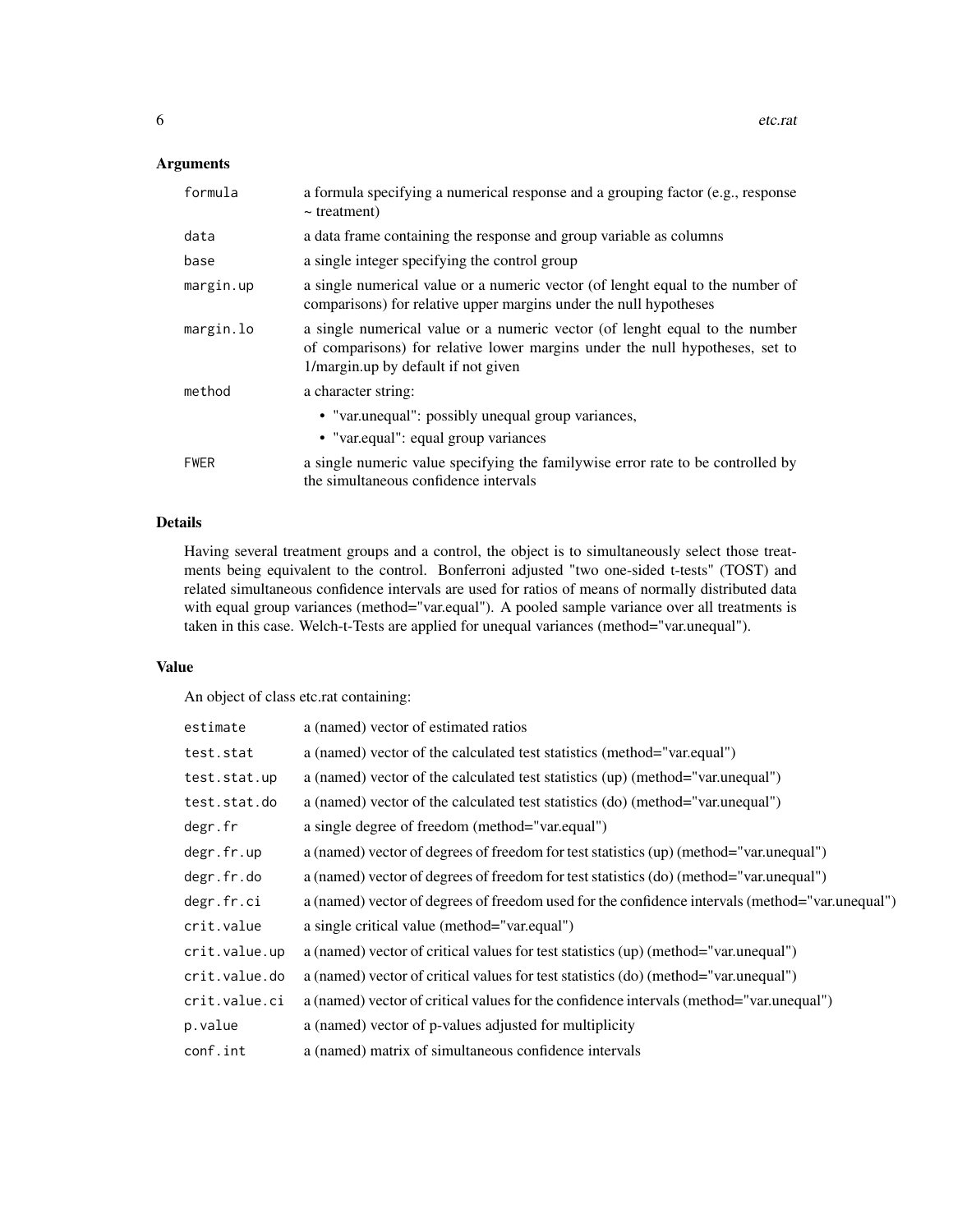## Arguments

| | |
|---|---|
| formula | a formula specifying a numerical response and a grouping factor (e.g., response ~ treatment) |
| data | a data frame containing the response and group variable as columns |
| base | a single integer specifying the control group |
| margin.up | a single numerical value or a numeric vector (of lenght equal to the number of comparisons) for relative upper margins under the null hypotheses |
| margin.lo | a single numerical value or a numeric vector (of lenght equal to the number of comparisons) for relative lower margins under the null hypotheses, set to 1/margin.up by default if not given |
| method | a character string: <br>• "var.unequal": possibly unequal group variances, <br>• "var.equal": equal group variances |
| FWER | a single numeric value specifying the familywise error rate to be controlled by the simultaneous confidence intervals |

## Details

Having several treatment groups and a control, the object is to simultaneously select those treatments being equivalent to the control. Bonferroni adjusted "two one-sided t-tests" (TOST) and related simultaneous confidence intervals are used for ratios of means of normally distributed data with equal group variances (method="var.equal"). A pooled sample variance over all treatments is taken in this case. Welch-t-Tests are applied for unequal variances (method="var.unequal").

## Value

An object of class etc.rat containing:

| | |
|---|---|
| estimate | a (named) vector of estimated ratios |
| test.stat | a (named) vector of the calculated test statistics (method="var.equal") |
| test.stat.up | a (named) vector of the calculated test statistics (up) (method="var.unequal") |
| test.stat.do | a (named) vector of the calculated test statistics (do) (method="var.unequal") |
| degr.fr | a single degree of freedom (method="var.equal") |
| degr.fr.up | a (named) vector of degrees of freedom for test statistics (up) (method="var.unequal") |
| degr.fr.do | a (named) vector of degrees of freedom for test statistics (do) (method="var.unequal") |
| degr.fr.ci | a (named) vector of degrees of freedom used for the confidence intervals (method="var.unequal") |
| crit.value | a single critical value (method="var.equal") |
| crit.value.up | a (named) vector of critical values for test statistics (up) (method="var.unequal") |
| crit.value.do | a (named) vector of critical values for test statistics (do) (method="var.unequal") |
| crit.value.ci | a (named) vector of critical values for the confidence intervals (method="var.unequal") |
| p.value | a (named) vector of p-values adjusted for multiplicity |
| conf.int | a (named) matrix of simultaneous confidence intervals |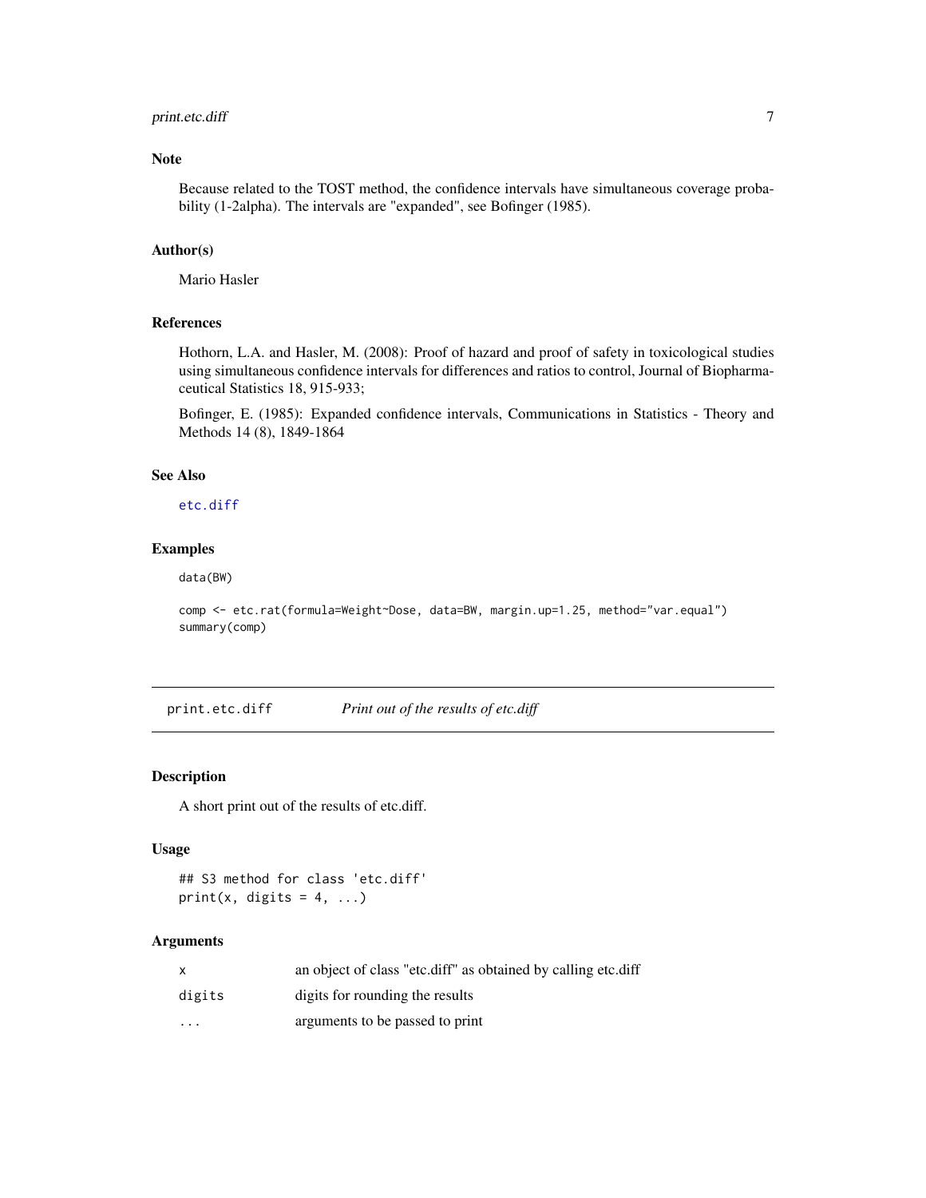## Note

Because related to the TOST method, the confidence intervals have simultaneous coverage probability (1-2alpha). The intervals are "expanded", see Bofinger (1985).

## Author(s)

Mario Hasler

## References

Hothorn, L.A. and Hasler, M. (2008): Proof of hazard and proof of safety in toxicological studies using simultaneous confidence intervals for differences and ratios to control, Journal of Biopharmaceutical Statistics 18, 915-933;

Bofinger, E. (1985): Expanded confidence intervals, Communications in Statistics - Theory and Methods 14 (8), 1849-1864

## See Also

etc.diff

## Examples

```
data(BW)

comp <- etc.rat(formula=Weight~Dose, data=BW, margin.up=1.25, method="var.equal")
summary(comp)
```

---

# print.etc.diff — *Print out of the results of etc.diff*

## Description

A short print out of the results of etc.diff.

## Usage

```
## S3 method for class 'etc.diff'
print(x, digits = 4, ...)
```

## Arguments

| | |
|---|---|
| x | an object of class "etc.diff" as obtained by calling etc.diff |
| digits | digits for rounding the results |
| ... | arguments to be passed to print |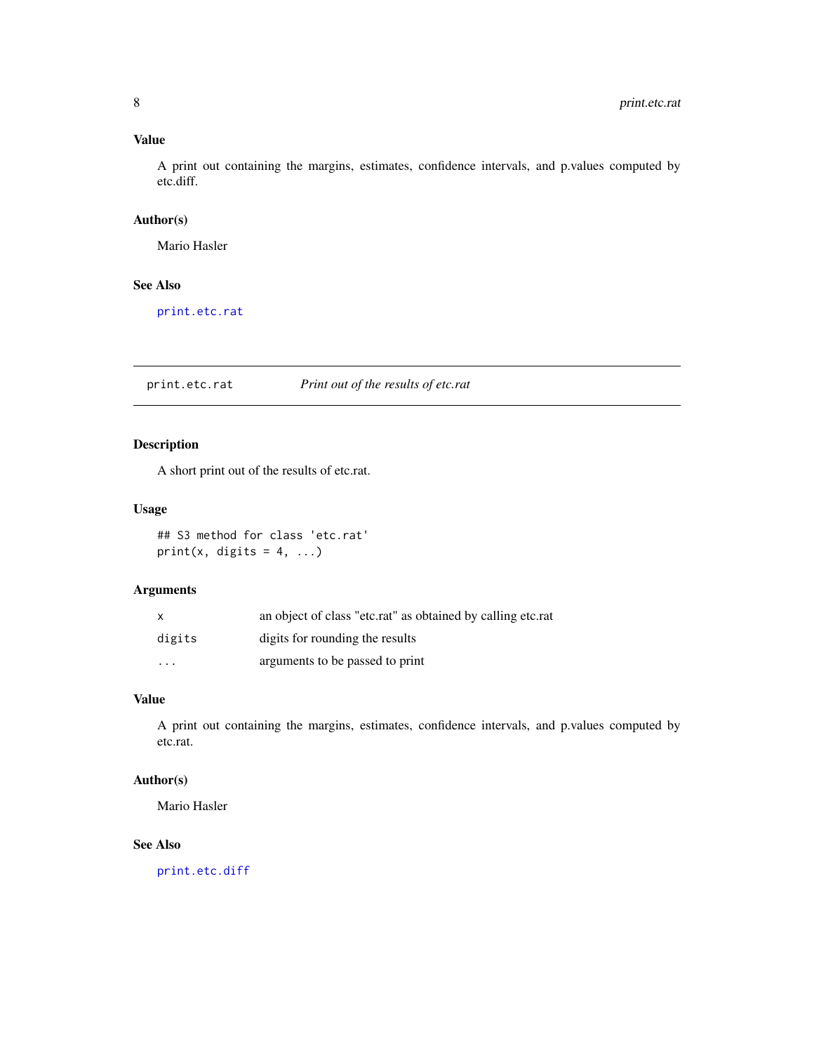### Value

A print out containing the margins, estimates, confidence intervals, and p.values computed by etc.diff.

### Author(s)

Mario Hasler

### See Also

`print.etc.rat`

---

## print.etc.rat — *Print out of the results of etc.rat*

---

### Description

A short print out of the results of etc.rat.

### Usage

```
## S3 method for class 'etc.rat'
print(x, digits = 4, ...)
```

### Arguments

| | |
|---|---|
| `x` | an object of class "etc.rat" as obtained by calling etc.rat |
| `digits` | digits for rounding the results |
| `...` | arguments to be passed to print |

### Value

A print out containing the margins, estimates, confidence intervals, and p.values computed by etc.rat.

### Author(s)

Mario Hasler

### See Also

`print.etc.diff`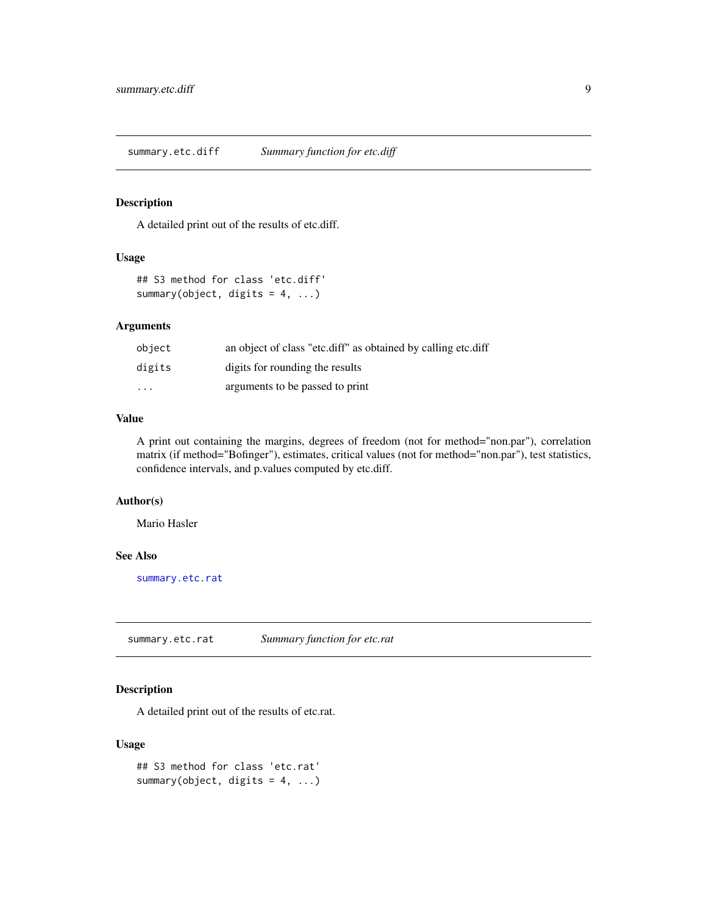## summary.etc.diff *Summary function for etc.diff*

### Description

A detailed print out of the results of etc.diff.

### Usage

```
## S3 method for class 'etc.diff'
summary(object, digits = 4, ...)
```

### Arguments

| | |
|---|---|
| `object` | an object of class "etc.diff" as obtained by calling etc.diff |
| `digits` | digits for rounding the results |
| `...` | arguments to be passed to print |

### Value

A print out containing the margins, degrees of freedom (not for method="non.par"), correlation matrix (if method="Bofinger"), estimates, critical values (not for method="non.par"), test statistics, confidence intervals, and p.values computed by etc.diff.

### Author(s)

Mario Hasler

### See Also

`summary.etc.rat`

## summary.etc.rat *Summary function for etc.rat*

### Description

A detailed print out of the results of etc.rat.

### Usage

```
## S3 method for class 'etc.rat'
summary(object, digits = 4, ...)
```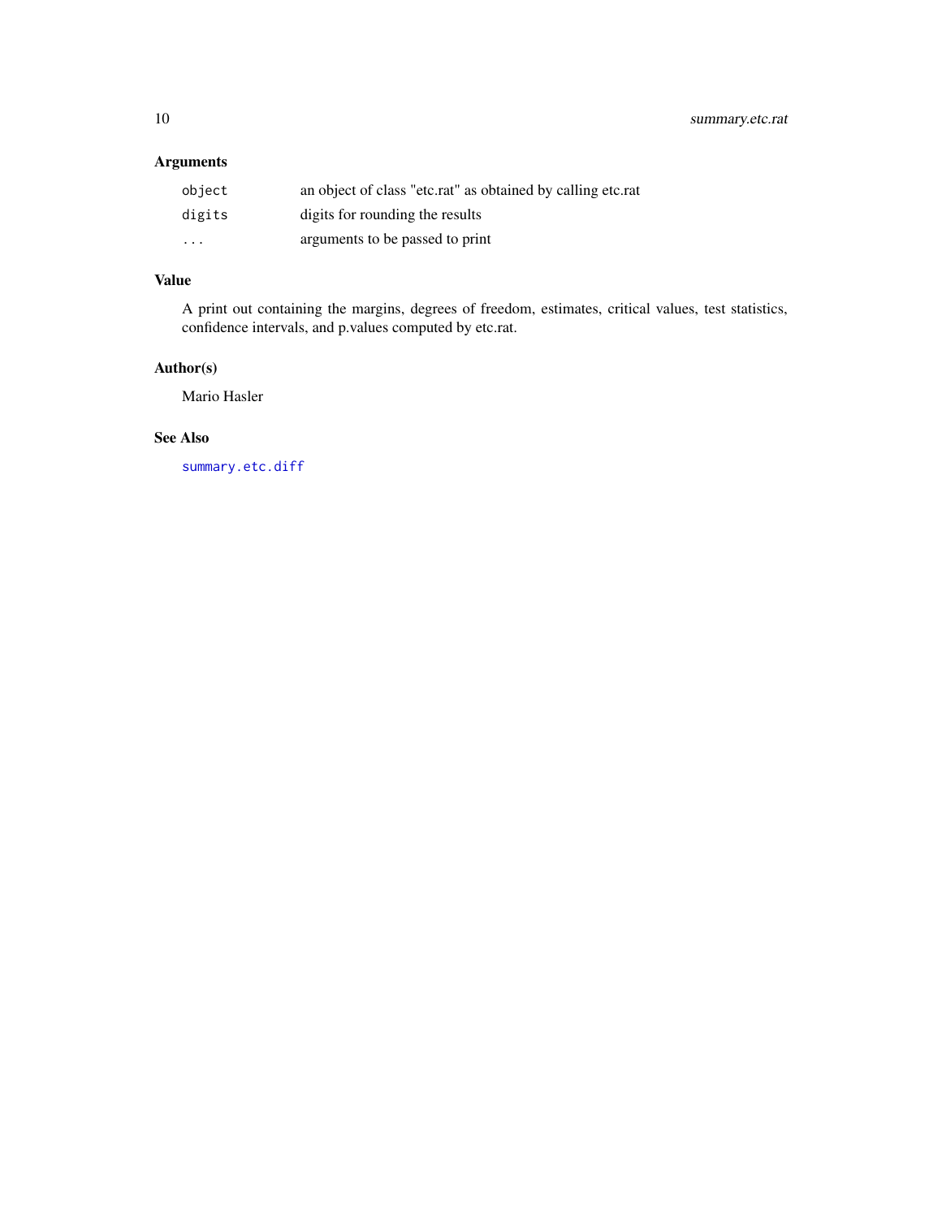## Arguments

| | |
|---|---|
| `object` | an object of class "etc.rat" as obtained by calling etc.rat |
| `digits` | digits for rounding the results |
| `...` | arguments to be passed to print |

## Value

A print out containing the margins, degrees of freedom, estimates, critical values, test statistics, confidence intervals, and p.values computed by etc.rat.

## Author(s)

Mario Hasler

## See Also

`summary.etc.diff`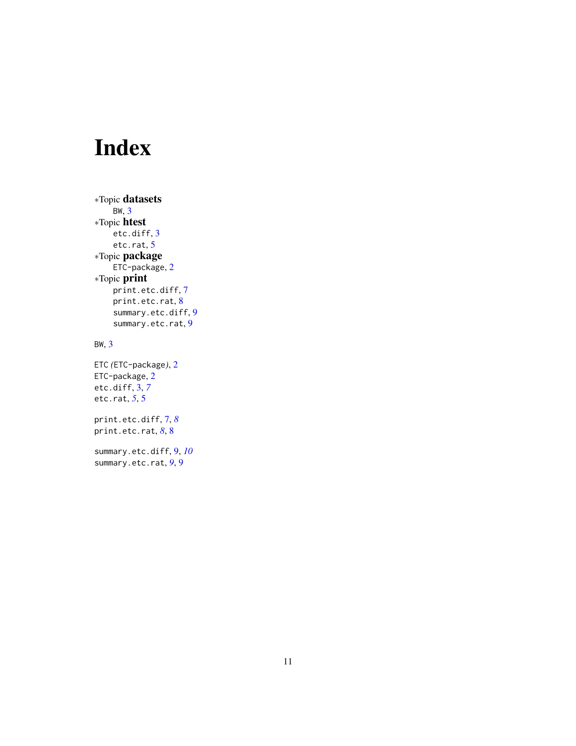# Index

*Topic **datasets**
- BW, 3

*Topic **htest**
- etc.diff, 3
- etc.rat, 5

*Topic **package**
- ETC-package, 2

*Topic **print**
- print.etc.diff, 7
- print.etc.rat, 8
- summary.etc.diff, 9
- summary.etc.rat, 9

BW, 3

ETC (ETC-package), 2
ETC-package, 2
etc.diff, 3, *7*
etc.rat, *5*, 5

print.etc.diff, 7, *8*
print.etc.rat, *8*, 8

summary.etc.diff, 9, *10*
summary.etc.rat, *9*, 9